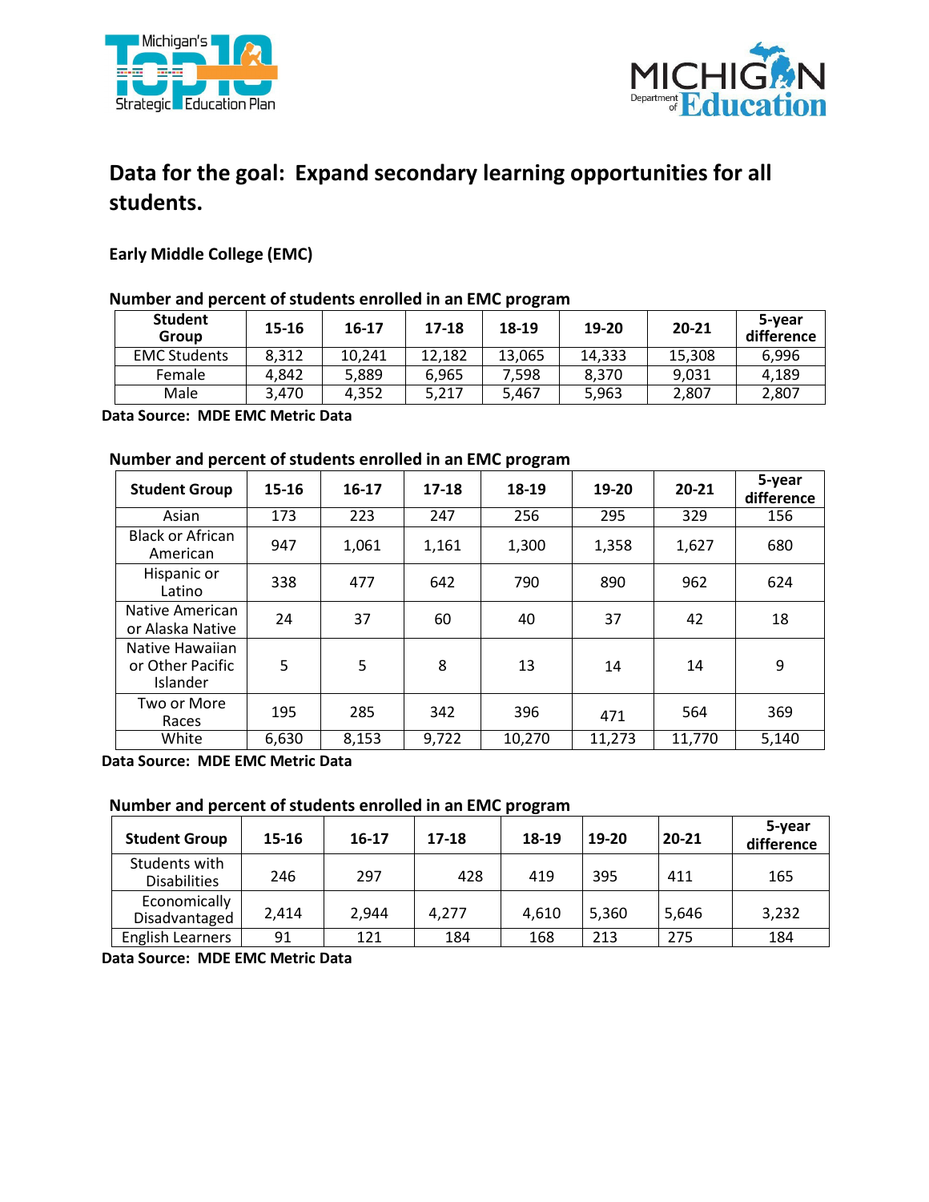## Data for the goal: Expand secondary learning opportunities for all students.

### Early Middle College (EMC)

**Number and percent of students enrolled in an EMC program**

| Student Group | 15-16 | 16-17 | 17-18 | 18-19 | 19-20 | 20-21 | 5-year difference |
|---|---|---|---|---|---|---|---|
| EMC Students | 8,312 | 10,241 | 12,182 | 13,065 | 14,333 | 15,308 | 6,996 |
| Female | 4,842 | 5,889 | 6,965 | 7,598 | 8,370 | 9,031 | 4,189 |
| Male | 3,470 | 4,352 | 5,217 | 5,467 | 5,963 | 2,807 | 2,807 |

**Data Source: MDE EMC Metric Data**

**Number and percent of students enrolled in an EMC program**

| Student Group | 15-16 | 16-17 | 17-18 | 18-19 | 19-20 | 20-21 | 5-year difference |
|---|---|---|---|---|---|---|---|
| Asian | 173 | 223 | 247 | 256 | 295 | 329 | 156 |
| Black or African American | 947 | 1,061 | 1,161 | 1,300 | 1,358 | 1,627 | 680 |
| Hispanic or Latino | 338 | 477 | 642 | 790 | 890 | 962 | 624 |
| Native American or Alaska Native | 24 | 37 | 60 | 40 | 37 | 42 | 18 |
| Native Hawaiian or Other Pacific Islander | 5 | 5 | 8 | 13 | 14 | 14 | 9 |
| Two or More Races | 195 | 285 | 342 | 396 | 471 | 564 | 369 |
| White | 6,630 | 8,153 | 9,722 | 10,270 | 11,273 | 11,770 | 5,140 |

**Data Source: MDE EMC Metric Data**

**Number and percent of students enrolled in an EMC program**

| Student Group | 15-16 | 16-17 | 17-18 | 18-19 | 19-20 | 20-21 | 5-year difference |
|---|---|---|---|---|---|---|---|
| Students with Disabilities | 246 | 297 | 428 | 419 | 395 | 411 | 165 |
| Economically Disadvantaged | 2,414 | 2,944 | 4,277 | 4,610 | 5,360 | 5,646 | 3,232 |
| English Learners | 91 | 121 | 184 | 168 | 213 | 275 | 184 |

**Data Source: MDE EMC Metric Data**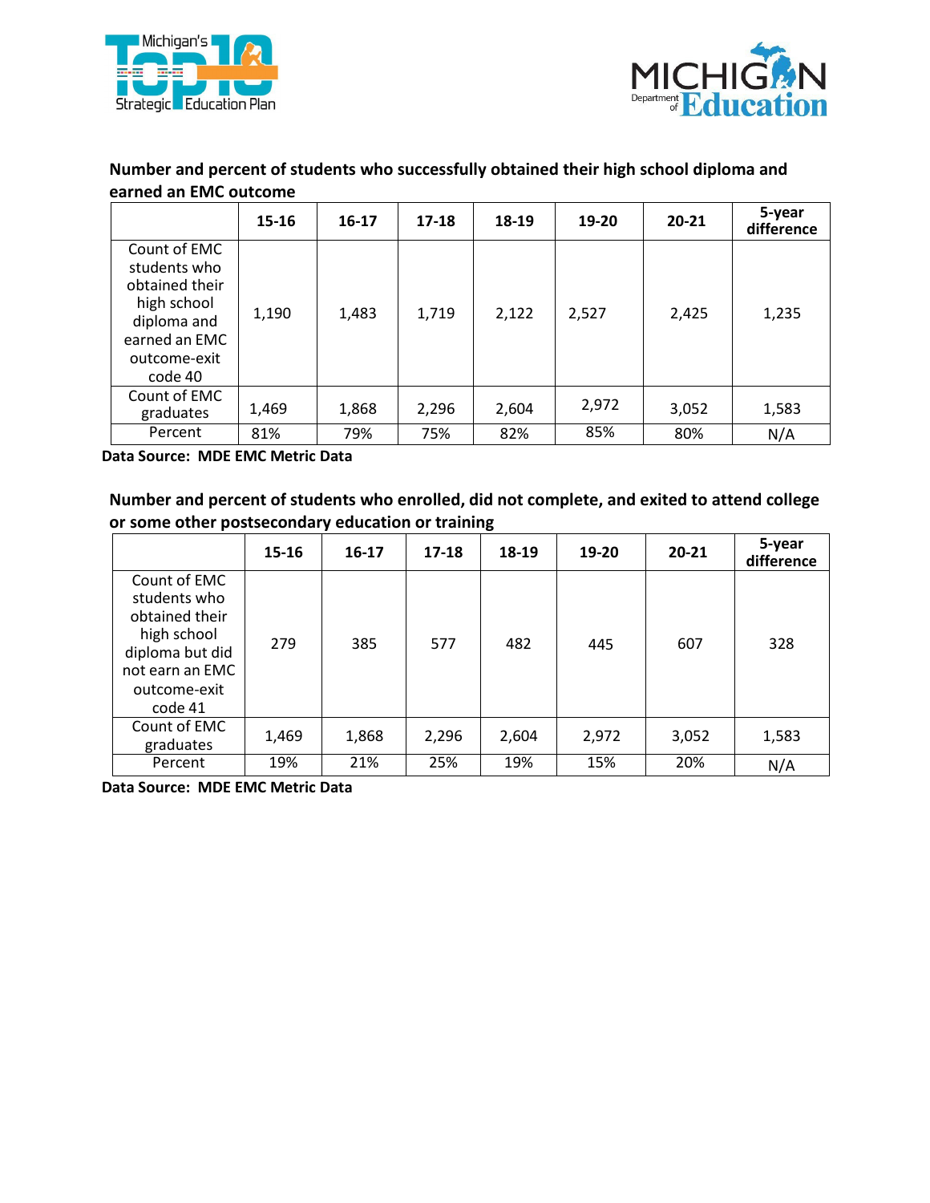**Number and percent of students who successfully obtained their high school diploma and earned an EMC outcome**

| | 15-16 | 16-17 | 17-18 | 18-19 | 19-20 | 20-21 | 5-year difference |
|---|---|---|---|---|---|---|---|
| Count of EMC students who obtained their high school diploma and earned an EMC outcome-exit code 40 | 1,190 | 1,483 | 1,719 | 2,122 | 2,527 | 2,425 | 1,235 |
| Count of EMC graduates | 1,469 | 1,868 | 2,296 | 2,604 | 2,972 | 3,052 | 1,583 |
| Percent | 81% | 79% | 75% | 82% | 85% | 80% | N/A |

**Data Source: MDE EMC Metric Data**

**Number and percent of students who enrolled, did not complete, and exited to attend college or some other postsecondary education or training**

| | 15-16 | 16-17 | 17-18 | 18-19 | 19-20 | 20-21 | 5-year difference |
|---|---|---|---|---|---|---|---|
| Count of EMC students who obtained their high school diploma but did not earn an EMC outcome-exit code 41 | 279 | 385 | 577 | 482 | 445 | 607 | 328 |
| Count of EMC graduates | 1,469 | 1,868 | 2,296 | 2,604 | 2,972 | 3,052 | 1,583 |
| Percent | 19% | 21% | 25% | 19% | 15% | 20% | N/A |

**Data Source: MDE EMC Metric Data**